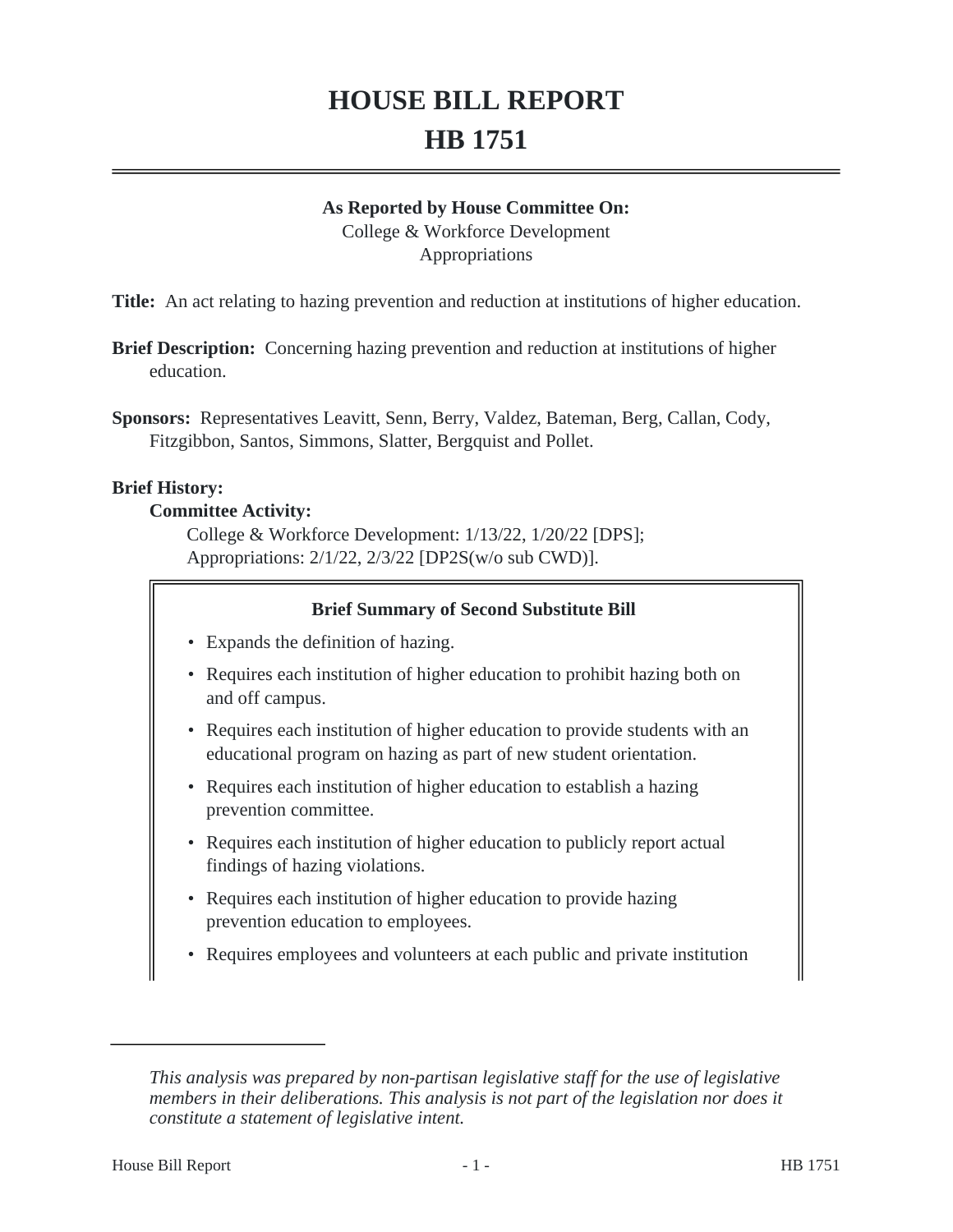# HOUSE BILL REPORT
# HB 1751

**As Reported by House Committee On:**
College & Workforce Development
Appropriations

**Title:** An act relating to hazing prevention and reduction at institutions of higher education.

**Brief Description:** Concerning hazing prevention and reduction at institutions of higher education.

**Sponsors:** Representatives Leavitt, Senn, Berry, Valdez, Bateman, Berg, Callan, Cody, Fitzgibbon, Santos, Simmons, Slatter, Bergquist and Pollet.

**Brief History:**

**Committee Activity:**

College & Workforce Development: 1/13/22, 1/20/22 [DPS];
Appropriations: 2/1/22, 2/3/22 [DP2S(w/o sub CWD)].

**Brief Summary of Second Substitute Bill**

- Expands the definition of hazing.
- Requires each institution of higher education to prohibit hazing both on and off campus.
- Requires each institution of higher education to provide students with an educational program on hazing as part of new student orientation.
- Requires each institution of higher education to establish a hazing prevention committee.
- Requires each institution of higher education to publicly report actual findings of hazing violations.
- Requires each institution of higher education to provide hazing prevention education to employees.
- Requires employees and volunteers at each public and private institution

*This analysis was prepared by non-partisan legislative staff for the use of legislative members in their deliberations. This analysis is not part of the legislation nor does it constitute a statement of legislative intent.*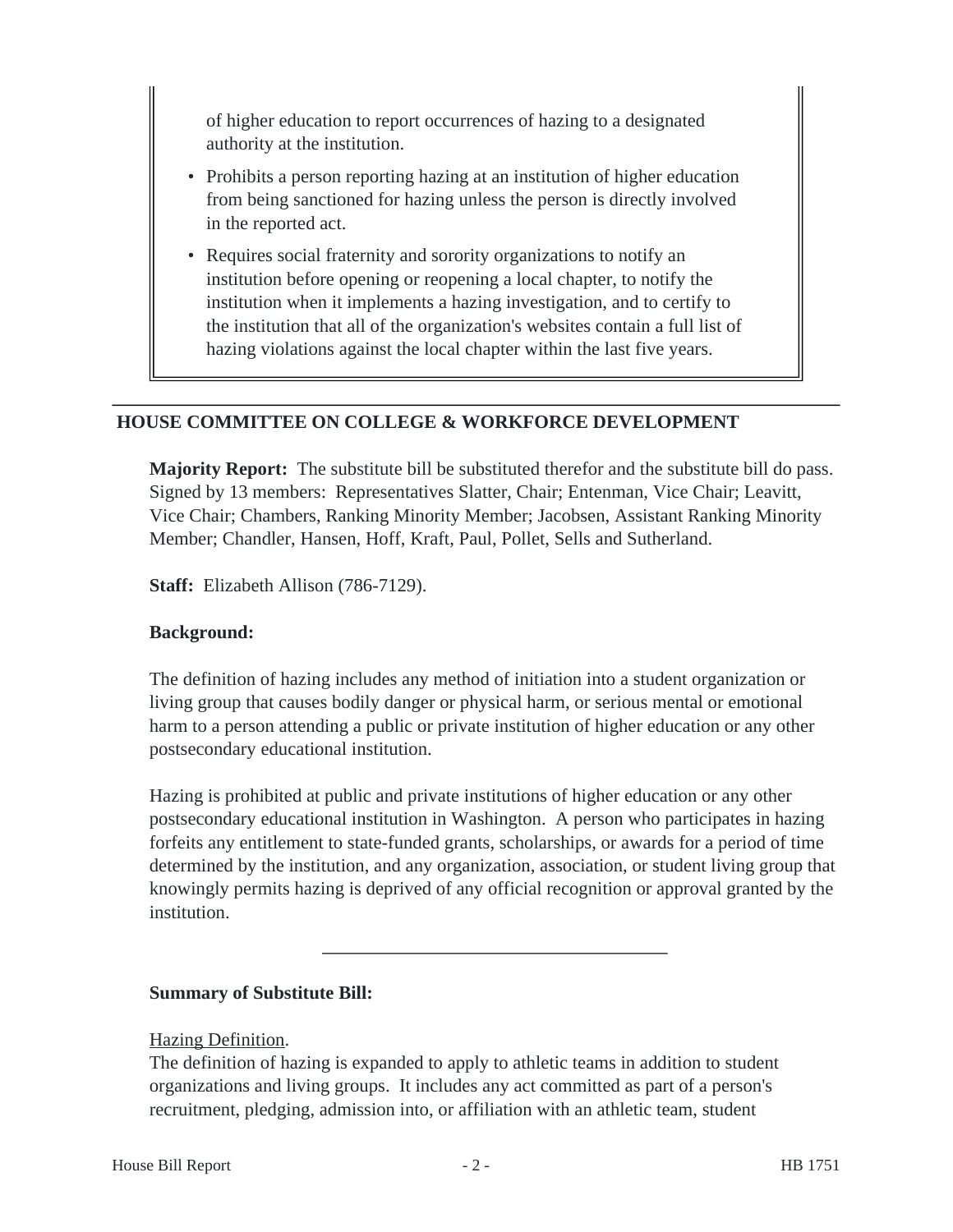of higher education to report occurrences of hazing to a designated authority at the institution.

- Prohibits a person reporting hazing at an institution of higher education from being sanctioned for hazing unless the person is directly involved in the reported act.
- Requires social fraternity and sorority organizations to notify an institution before opening or reopening a local chapter, to notify the institution when it implements a hazing investigation, and to certify to the institution that all of the organization's websites contain a full list of hazing violations against the local chapter within the last five years.

---

## HOUSE COMMITTEE ON COLLEGE & WORKFORCE DEVELOPMENT

**Majority Report:** The substitute bill be substituted therefor and the substitute bill do pass. Signed by 13 members: Representatives Slatter, Chair; Entenman, Vice Chair; Leavitt, Vice Chair; Chambers, Ranking Minority Member; Jacobsen, Assistant Ranking Minority Member; Chandler, Hansen, Hoff, Kraft, Paul, Pollet, Sells and Sutherland.

**Staff:** Elizabeth Allison (786-7129).

**Background:**

The definition of hazing includes any method of initiation into a student organization or living group that causes bodily danger or physical harm, or serious mental or emotional harm to a person attending a public or private institution of higher education or any other postsecondary educational institution.

Hazing is prohibited at public and private institutions of higher education or any other postsecondary educational institution in Washington. A person who participates in hazing forfeits any entitlement to state-funded grants, scholarships, or awards for a period of time determined by the institution, and any organization, association, or student living group that knowingly permits hazing is deprived of any official recognition or approval granted by the institution.

---

**Summary of Substitute Bill:**

Hazing Definition.

The definition of hazing is expanded to apply to athletic teams in addition to student organizations and living groups. It includes any act committed as part of a person's recruitment, pledging, admission into, or affiliation with an athletic team, student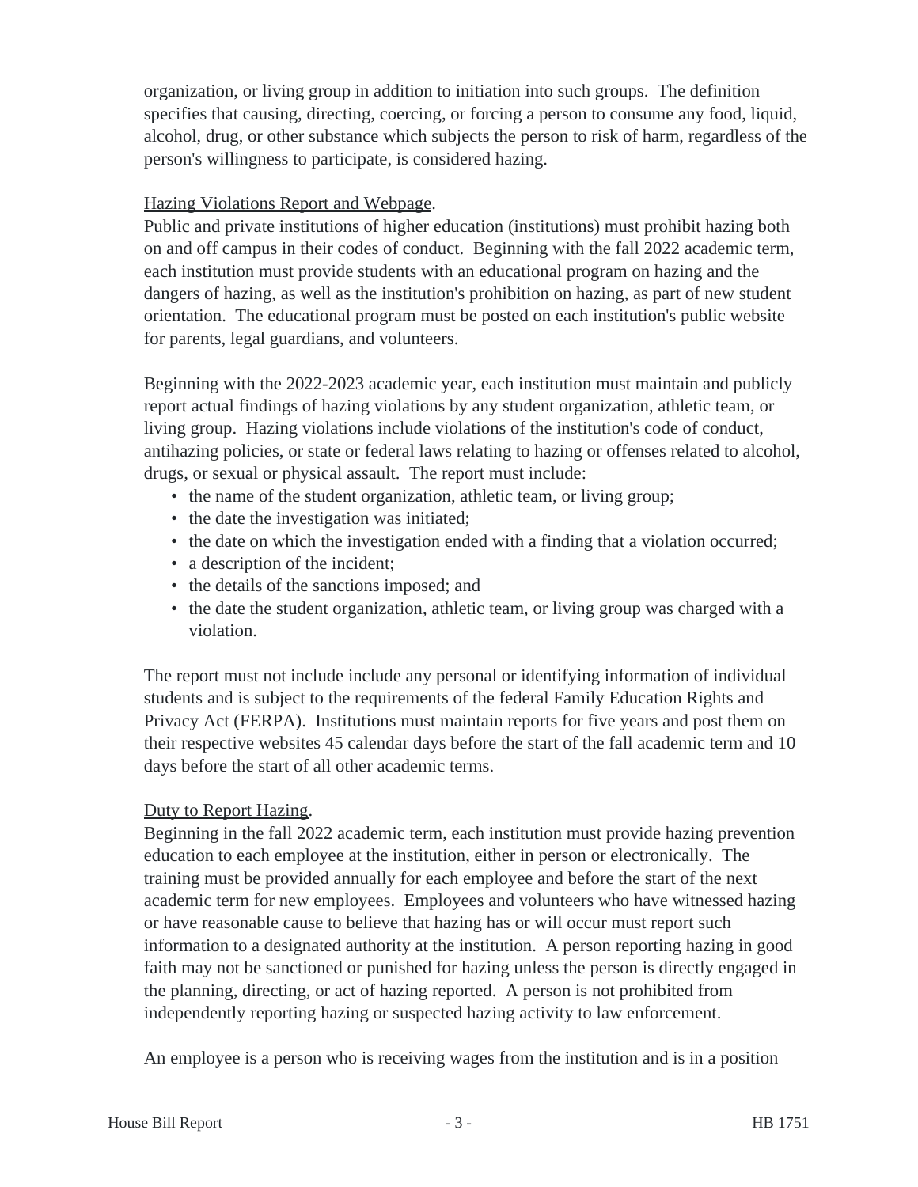organization, or living group in addition to initiation into such groups. The definition specifies that causing, directing, coercing, or forcing a person to consume any food, liquid, alcohol, drug, or other substance which subjects the person to risk of harm, regardless of the person's willingness to participate, is considered hazing.

Hazing Violations Report and Webpage.

Public and private institutions of higher education (institutions) must prohibit hazing both on and off campus in their codes of conduct. Beginning with the fall 2022 academic term, each institution must provide students with an educational program on hazing and the dangers of hazing, as well as the institution's prohibition on hazing, as part of new student orientation. The educational program must be posted on each institution's public website for parents, legal guardians, and volunteers.

Beginning with the 2022-2023 academic year, each institution must maintain and publicly report actual findings of hazing violations by any student organization, athletic team, or living group. Hazing violations include violations of the institution's code of conduct, antihazing policies, or state or federal laws relating to hazing or offenses related to alcohol, drugs, or sexual or physical assault. The report must include:

- the name of the student organization, athletic team, or living group;
- the date the investigation was initiated;
- the date on which the investigation ended with a finding that a violation occurred;
- a description of the incident;
- the details of the sanctions imposed; and
- the date the student organization, athletic team, or living group was charged with a violation.

The report must not include include any personal or identifying information of individual students and is subject to the requirements of the federal Family Education Rights and Privacy Act (FERPA). Institutions must maintain reports for five years and post them on their respective websites 45 calendar days before the start of the fall academic term and 10 days before the start of all other academic terms.

Duty to Report Hazing.

Beginning in the fall 2022 academic term, each institution must provide hazing prevention education to each employee at the institution, either in person or electronically. The training must be provided annually for each employee and before the start of the next academic term for new employees. Employees and volunteers who have witnessed hazing or have reasonable cause to believe that hazing has or will occur must report such information to a designated authority at the institution. A person reporting hazing in good faith may not be sanctioned or punished for hazing unless the person is directly engaged in the planning, directing, or act of hazing reported. A person is not prohibited from independently reporting hazing or suspected hazing activity to law enforcement.

An employee is a person who is receiving wages from the institution and is in a position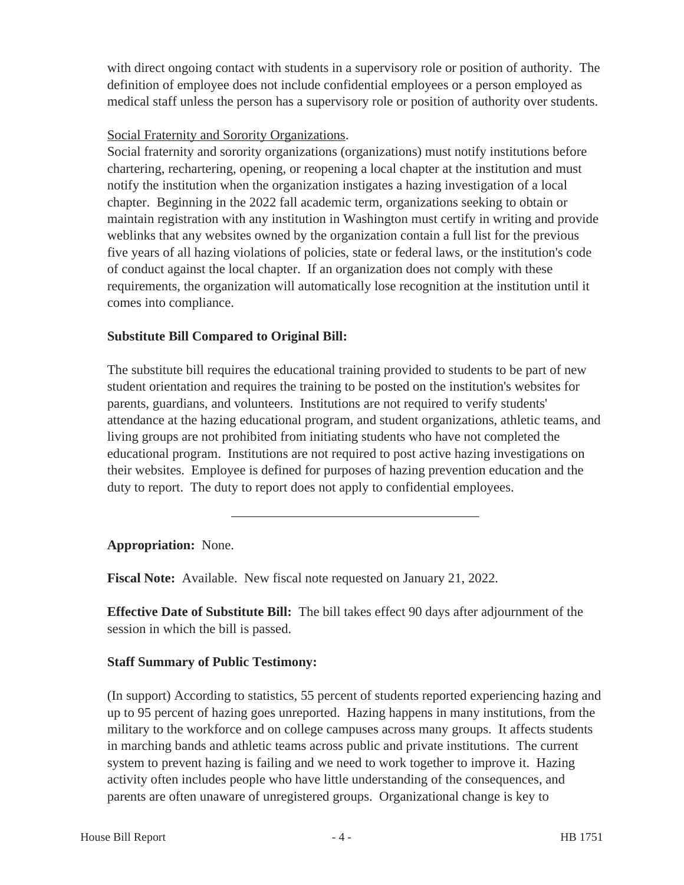with direct ongoing contact with students in a supervisory role or position of authority. The definition of employee does not include confidential employees or a person employed as medical staff unless the person has a supervisory role or position of authority over students.

Social Fraternity and Sorority Organizations.

Social fraternity and sorority organizations (organizations) must notify institutions before chartering, rechartering, opening, or reopening a local chapter at the institution and must notify the institution when the organization instigates a hazing investigation of a local chapter. Beginning in the 2022 fall academic term, organizations seeking to obtain or maintain registration with any institution in Washington must certify in writing and provide weblinks that any websites owned by the organization contain a full list for the previous five years of all hazing violations of policies, state or federal laws, or the institution's code of conduct against the local chapter. If an organization does not comply with these requirements, the organization will automatically lose recognition at the institution until it comes into compliance.

**Substitute Bill Compared to Original Bill:**

The substitute bill requires the educational training provided to students to be part of new student orientation and requires the training to be posted on the institution's websites for parents, guardians, and volunteers. Institutions are not required to verify students' attendance at the hazing educational program, and student organizations, athletic teams, and living groups are not prohibited from initiating students who have not completed the educational program. Institutions are not required to post active hazing investigations on their websites. Employee is defined for purposes of hazing prevention education and the duty to report. The duty to report does not apply to confidential employees.

---

**Appropriation:** None.

**Fiscal Note:** Available. New fiscal note requested on January 21, 2022.

**Effective Date of Substitute Bill:** The bill takes effect 90 days after adjournment of the session in which the bill is passed.

**Staff Summary of Public Testimony:**

(In support) According to statistics, 55 percent of students reported experiencing hazing and up to 95 percent of hazing goes unreported. Hazing happens in many institutions, from the military to the workforce and on college campuses across many groups. It affects students in marching bands and athletic teams across public and private institutions. The current system to prevent hazing is failing and we need to work together to improve it. Hazing activity often includes people who have little understanding of the consequences, and parents are often unaware of unregistered groups. Organizational change is key to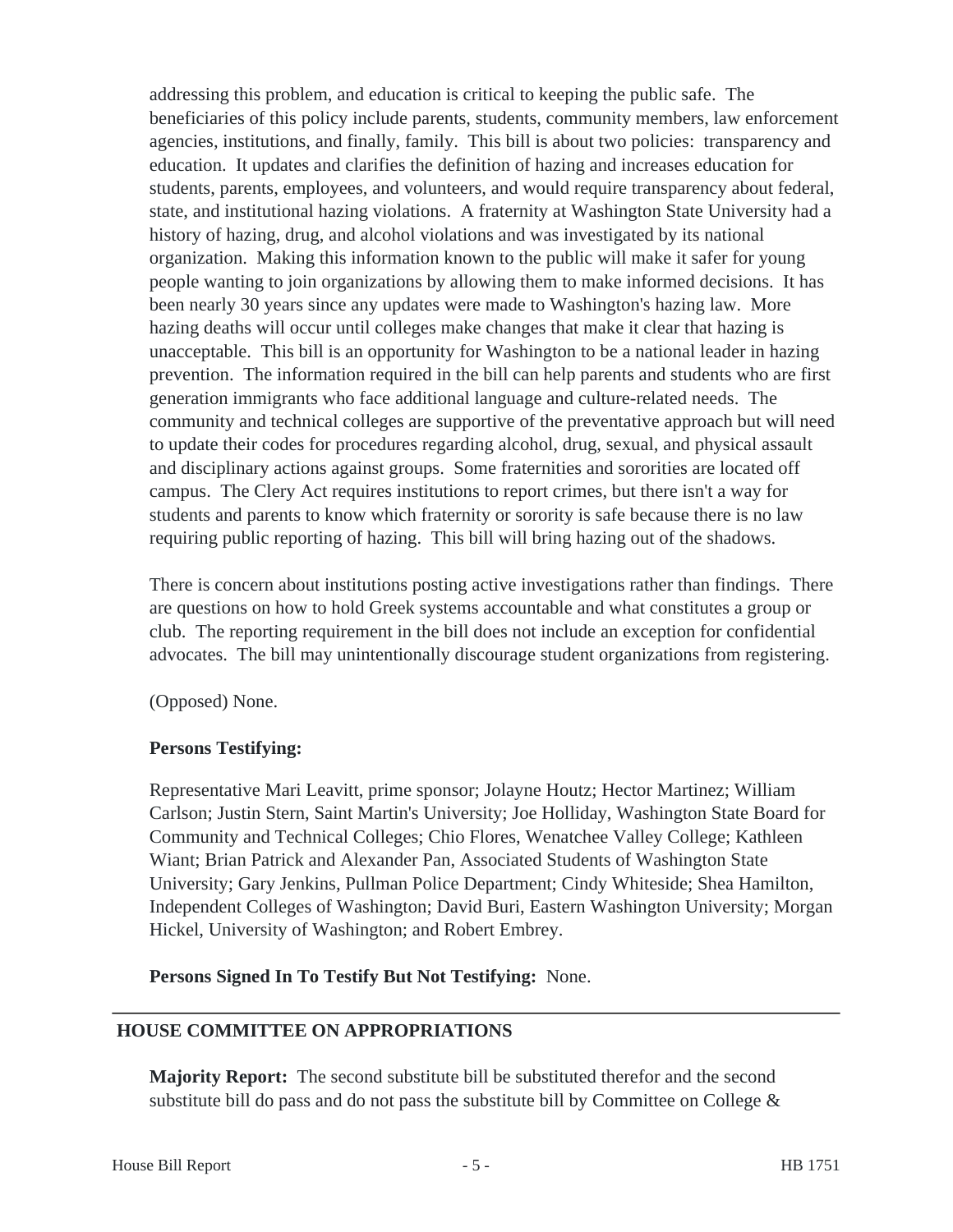addressing this problem, and education is critical to keeping the public safe. The beneficiaries of this policy include parents, students, community members, law enforcement agencies, institutions, and finally, family. This bill is about two policies: transparency and education. It updates and clarifies the definition of hazing and increases education for students, parents, employees, and volunteers, and would require transparency about federal, state, and institutional hazing violations. A fraternity at Washington State University had a history of hazing, drug, and alcohol violations and was investigated by its national organization. Making this information known to the public will make it safer for young people wanting to join organizations by allowing them to make informed decisions. It has been nearly 30 years since any updates were made to Washington's hazing law. More hazing deaths will occur until colleges make changes that make it clear that hazing is unacceptable. This bill is an opportunity for Washington to be a national leader in hazing prevention. The information required in the bill can help parents and students who are first generation immigrants who face additional language and culture-related needs. The community and technical colleges are supportive of the preventative approach but will need to update their codes for procedures regarding alcohol, drug, sexual, and physical assault and disciplinary actions against groups. Some fraternities and sororities are located off campus. The Clery Act requires institutions to report crimes, but there isn't a way for students and parents to know which fraternity or sorority is safe because there is no law requiring public reporting of hazing. This bill will bring hazing out of the shadows.

There is concern about institutions posting active investigations rather than findings. There are questions on how to hold Greek systems accountable and what constitutes a group or club. The reporting requirement in the bill does not include an exception for confidential advocates. The bill may unintentionally discourage student organizations from registering.

(Opposed) None.

**Persons Testifying:**

Representative Mari Leavitt, prime sponsor; Jolayne Houtz; Hector Martinez; William Carlson; Justin Stern, Saint Martin's University; Joe Holliday, Washington State Board for Community and Technical Colleges; Chio Flores, Wenatchee Valley College; Kathleen Wiant; Brian Patrick and Alexander Pan, Associated Students of Washington State University; Gary Jenkins, Pullman Police Department; Cindy Whiteside; Shea Hamilton, Independent Colleges of Washington; David Buri, Eastern Washington University; Morgan Hickel, University of Washington; and Robert Embrey.

**Persons Signed In To Testify But Not Testifying:** None.

---

## HOUSE COMMITTEE ON APPROPRIATIONS

**Majority Report:** The second substitute bill be substituted therefor and the second substitute bill do pass and do not pass the substitute bill by Committee on College &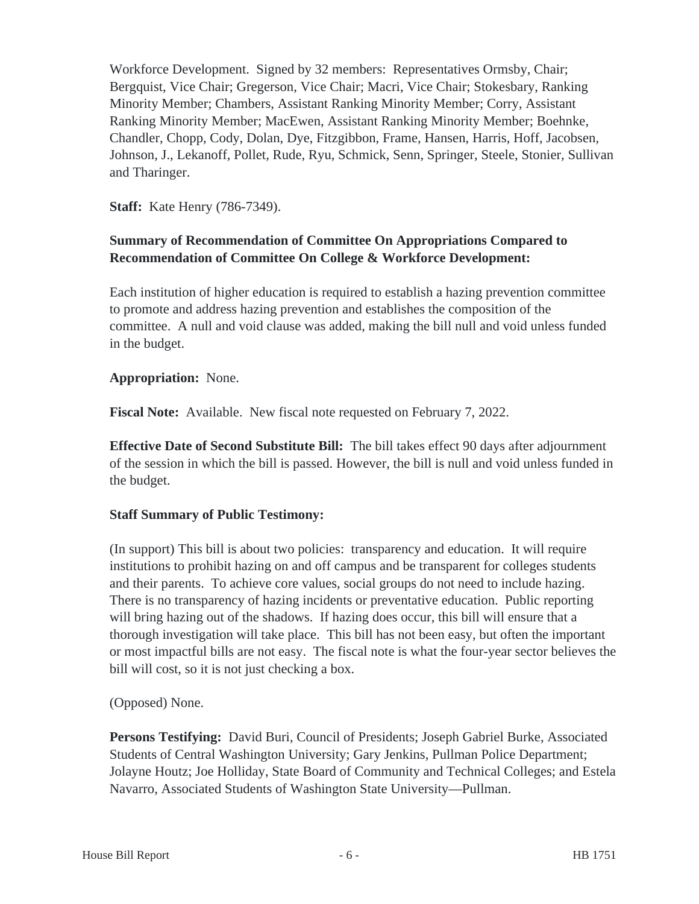Workforce Development. Signed by 32 members: Representatives Ormsby, Chair; Bergquist, Vice Chair; Gregerson, Vice Chair; Macri, Vice Chair; Stokesbary, Ranking Minority Member; Chambers, Assistant Ranking Minority Member; Corry, Assistant Ranking Minority Member; MacEwen, Assistant Ranking Minority Member; Boehnke, Chandler, Chopp, Cody, Dolan, Dye, Fitzgibbon, Frame, Hansen, Harris, Hoff, Jacobsen, Johnson, J., Lekanoff, Pollet, Rude, Ryu, Schmick, Senn, Springer, Steele, Stonier, Sullivan and Tharinger.

**Staff:** Kate Henry (786-7349).

**Summary of Recommendation of Committee On Appropriations Compared to Recommendation of Committee On College & Workforce Development:**

Each institution of higher education is required to establish a hazing prevention committee to promote and address hazing prevention and establishes the composition of the committee. A null and void clause was added, making the bill null and void unless funded in the budget.

**Appropriation:** None.

**Fiscal Note:** Available. New fiscal note requested on February 7, 2022.

**Effective Date of Second Substitute Bill:** The bill takes effect 90 days after adjournment of the session in which the bill is passed. However, the bill is null and void unless funded in the budget.

**Staff Summary of Public Testimony:**

(In support) This bill is about two policies: transparency and education. It will require institutions to prohibit hazing on and off campus and be transparent for colleges students and their parents. To achieve core values, social groups do not need to include hazing. There is no transparency of hazing incidents or preventative education. Public reporting will bring hazing out of the shadows. If hazing does occur, this bill will ensure that a thorough investigation will take place. This bill has not been easy, but often the important or most impactful bills are not easy. The fiscal note is what the four-year sector believes the bill will cost, so it is not just checking a box.

(Opposed) None.

**Persons Testifying:** David Buri, Council of Presidents; Joseph Gabriel Burke, Associated Students of Central Washington University; Gary Jenkins, Pullman Police Department; Jolayne Houtz; Joe Holliday, State Board of Community and Technical Colleges; and Estela Navarro, Associated Students of Washington State University—Pullman.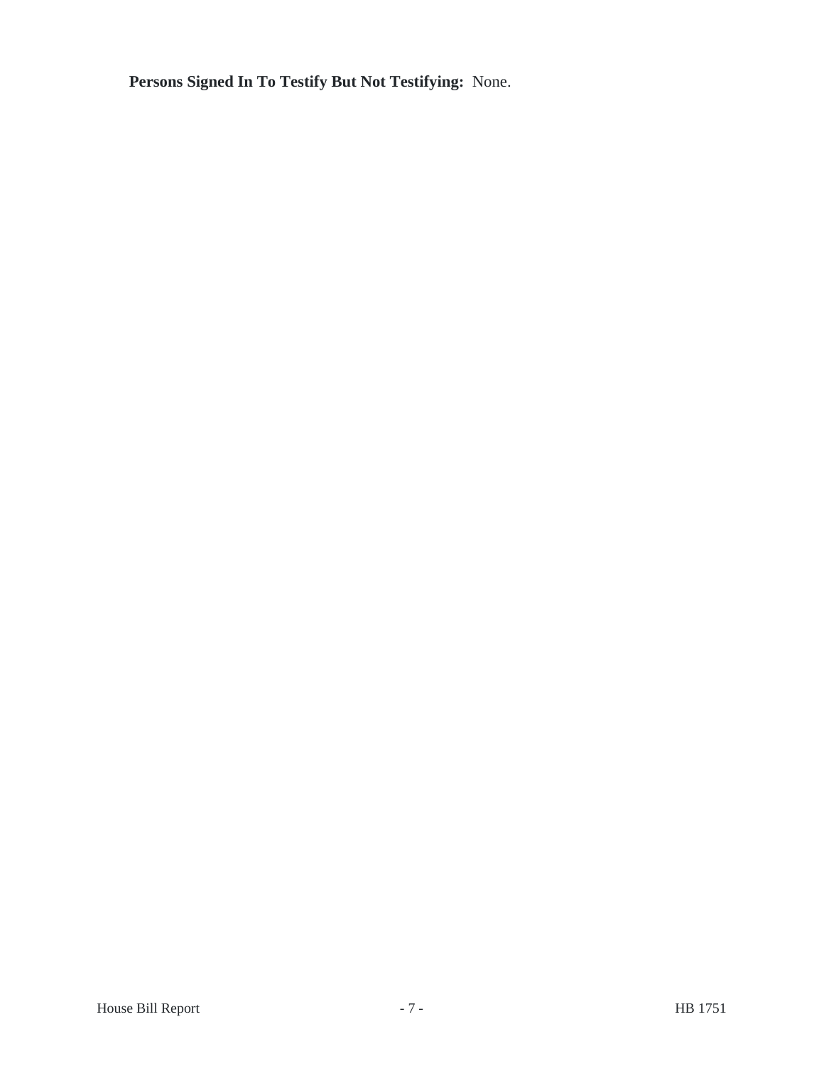**Persons Signed In To Testify But Not Testifying:** None.